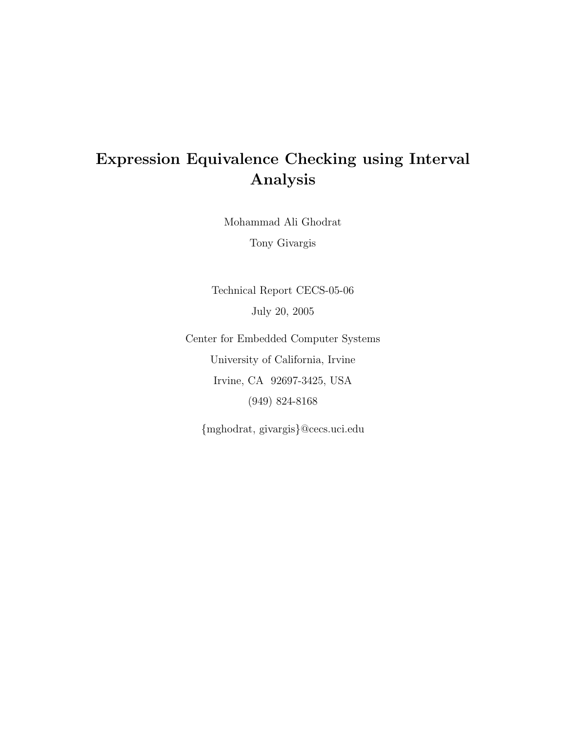# Expression Equivalence Checking using Interval Analysis

Mohammad Ali Ghodrat

Tony Givargis

Technical Report CECS-05-06

July 20, 2005

Center for Embedded Computer Systems

University of California, Irvine

Irvine, CA 92697-3425, USA

(949) 824-8168

{mghodrat, givargis}@cecs.uci.edu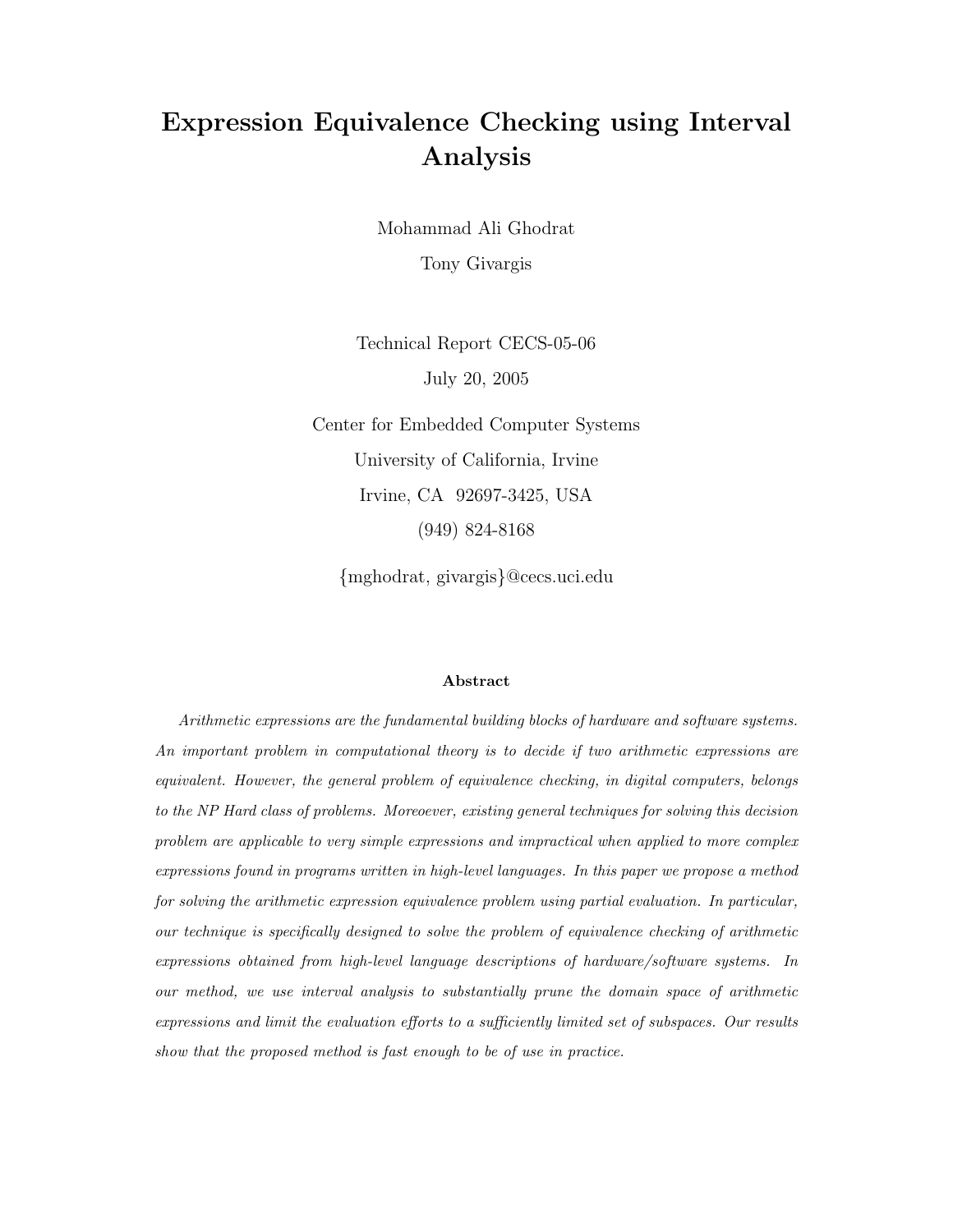# Expression Equivalence Checking using Interval Analysis

Mohammad Ali Ghodrat

Tony Givargis

Technical Report CECS-05-06

July 20, 2005

Center for Embedded Computer Systems

University of California, Irvine

Irvine, CA 92697-3425, USA

(949) 824-8168

{mghodrat, givargis}@cecs.uci.edu

### Abstract

*Arithmetic expressions are the fundamental building blocks of hardware and software systems. An important problem in computational theory is to decide if two arithmetic expressions are equivalent. However, the general problem of equivalence checking, in digital computers, belongs to the NP Hard class of problems. Moreoever, existing general techniques for solving this decision problem are applicable to very simple expressions and impractical when applied to more complex expressions found in programs written in high-level languages. In this paper we propose a method for solving the arithmetic expression equivalence problem using partial evaluation. In particular, our technique is specifically designed to solve the problem of equivalence checking of arithmetic expressions obtained from high-level language descriptions of hardware/software systems. In our method, we use interval analysis to substantially prune the domain space of arithmetic expressions and limit the evaluation efforts to a sufficiently limited set of subspaces. Our results show that the proposed method is fast enough to be of use in practice.*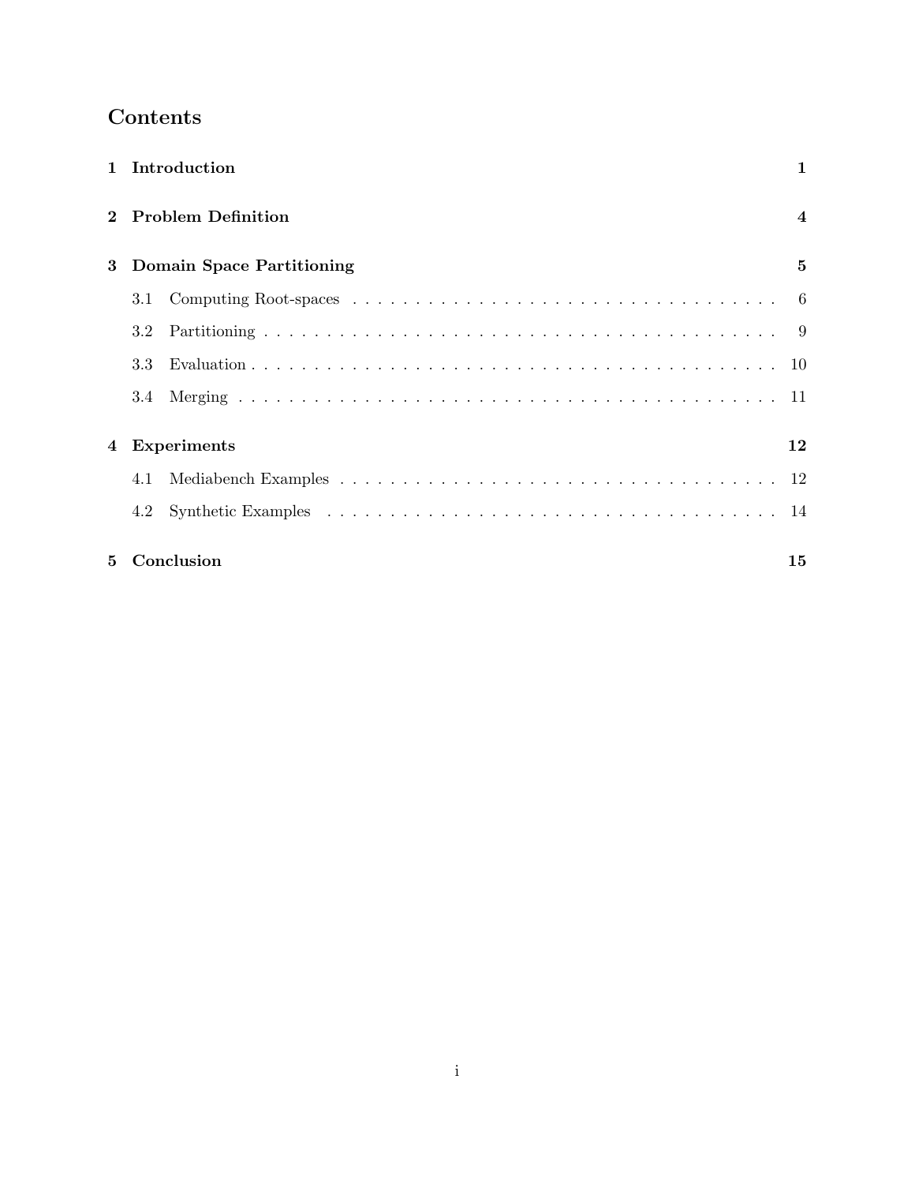# Contents

1 Introduction 1

2 Problem Definition 4

3 Domain Space Partitioning 5

- 3.1 Computing Root-spaces . . . . . . . . . . . . . . . . . . . . . . . . . . . . . . . . . . . . 6
- 3.2 Partitioning . . . . . . . . . . . . . . . . . . . . . . . . . . . . . . . . . . . . . . . . . . 9
- 3.3 Evaluation . . . . . . . . . . . . . . . . . . . . . . . . . . . . . . . . . . . . . . . . . . 10
- 3.4 Merging . . . . . . . . . . . . . . . . . . . . . . . . . . . . . . . . . . . . . . . . . . . 11

4 Experiments 12

- 4.1 Mediabench Examples . . . . . . . . . . . . . . . . . . . . . . . . . . . . . . . . . . . 12
- 4.2 Synthetic Examples . . . . . . . . . . . . . . . . . . . . . . . . . . . . . . . . . . . . . 14

5 Conclusion 15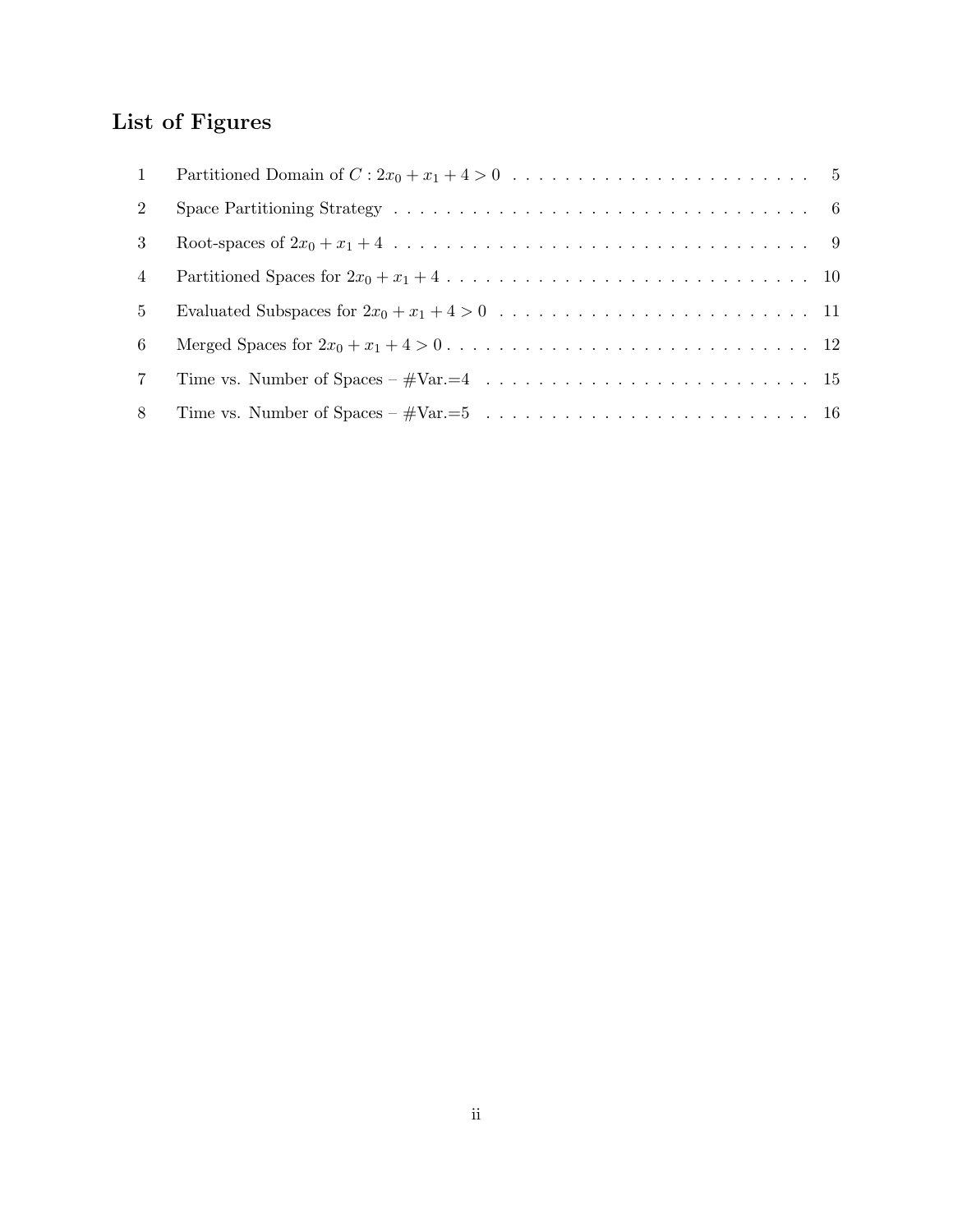# List of Figures

1. Partitioned Domain of $C : 2x_0 + x_1 + 4 > 0$ . . . . . . . . . . . . . . . . . . . . . . . 5
2. Space Partitioning Strategy . . . . . . . . . . . . . . . . . . . . . . . . . . . . . . . . . 6
3. Root-spaces of $2x_0 + x_1 + 4$ . . . . . . . . . . . . . . . . . . . . . . . . . . . . . . . . 9
4. Partitioned Spaces for $2x_0 + x_1 + 4$ . . . . . . . . . . . . . . . . . . . . . . . . . . . . 10
5. Evaluated Subspaces for $2x_0 + x_1 + 4 > 0$ . . . . . . . . . . . . . . . . . . . . . . . . 11
6. Merged Spaces for $2x_0 + x_1 + 4 > 0$ . . . . . . . . . . . . . . . . . . . . . . . . . . . 12
7. Time vs. Number of Spaces – #Var.=4 . . . . . . . . . . . . . . . . . . . . . . . . . . 15
8. Time vs. Number of Spaces – #Var.=5 . . . . . . . . . . . . . . . . . . . . . . . . . . 16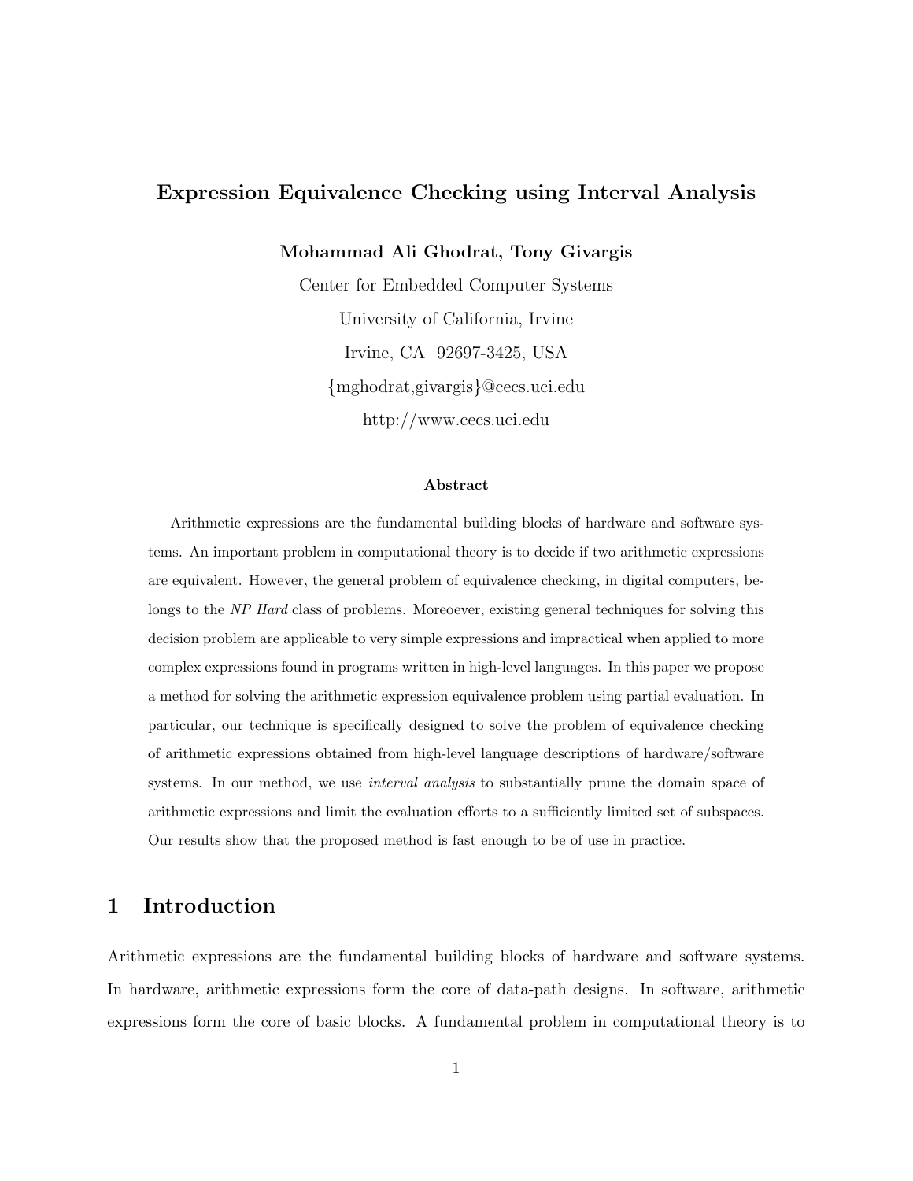# Expression Equivalence Checking using Interval Analysis

**Mohammad Ali Ghodrat, Tony Givargis**

Center for Embedded Computer Systems

University of California, Irvine

Irvine, CA 92697-3425, USA

{mghodrat,givargis}@cecs.uci.edu

http://www.cecs.uci.edu

### Abstract

Arithmetic expressions are the fundamental building blocks of hardware and software systems. An important problem in computational theory is to decide if two arithmetic expressions are equivalent. However, the general problem of equivalence checking, in digital computers, belongs to the *NP Hard* class of problems. Moreoever, existing general techniques for solving this decision problem are applicable to very simple expressions and impractical when applied to more complex expressions found in programs written in high-level languages. In this paper we propose a method for solving the arithmetic expression equivalence problem using partial evaluation. In particular, our technique is specifically designed to solve the problem of equivalence checking of arithmetic expressions obtained from high-level language descriptions of hardware/software systems. In our method, we use *interval analysis* to substantially prune the domain space of arithmetic expressions and limit the evaluation efforts to a sufficiently limited set of subspaces. Our results show that the proposed method is fast enough to be of use in practice.

## 1 Introduction

Arithmetic expressions are the fundamental building blocks of hardware and software systems. In hardware, arithmetic expressions form the core of data-path designs. In software, arithmetic expressions form the core of basic blocks. A fundamental problem in computational theory is to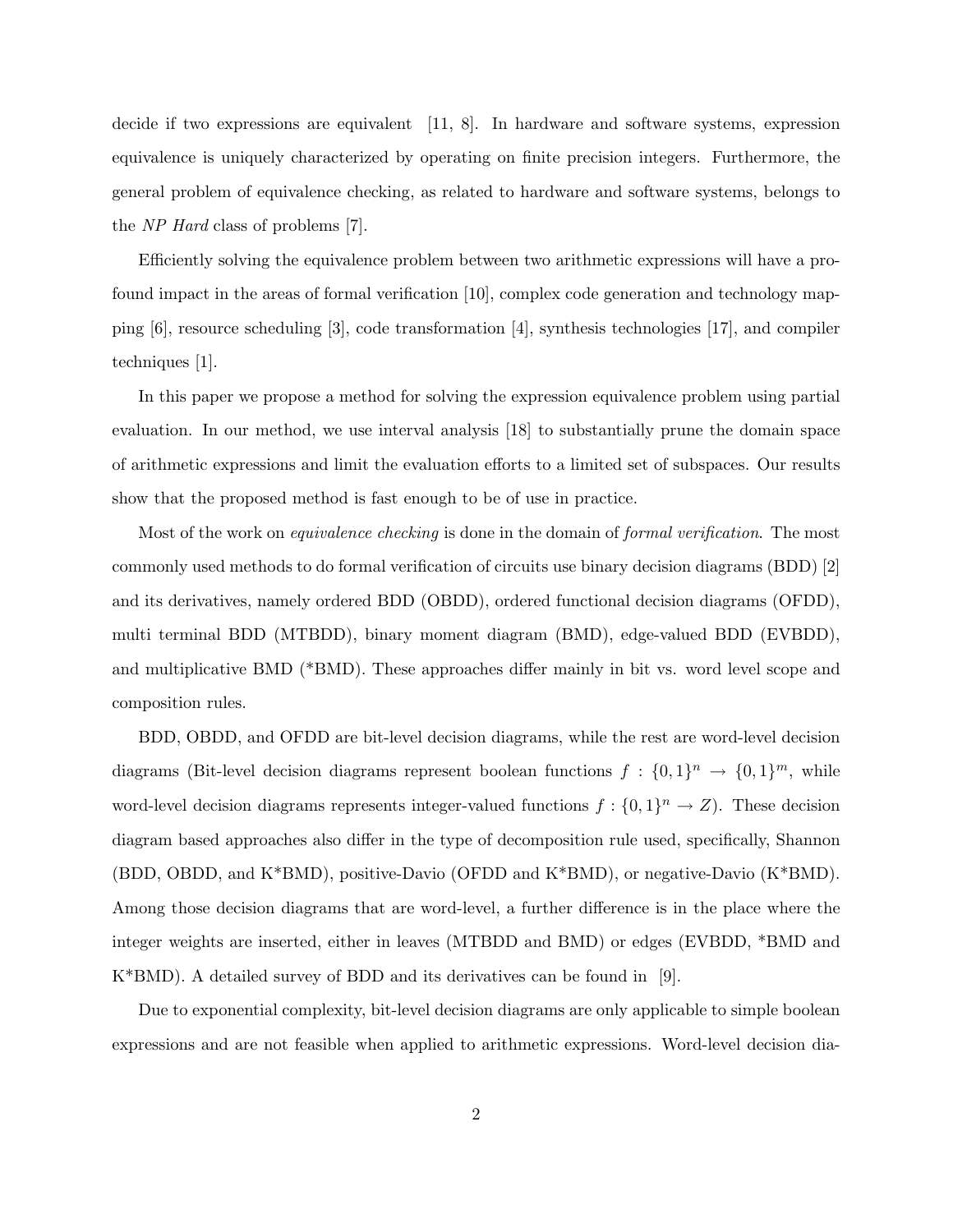decide if two expressions are equivalent [11, 8]. In hardware and software systems, expression equivalence is uniquely characterized by operating on finite precision integers. Furthermore, the general problem of equivalence checking, as related to hardware and software systems, belongs to the *NP Hard* class of problems [7].

Efficiently solving the equivalence problem between two arithmetic expressions will have a profound impact in the areas of formal verification [10], complex code generation and technology mapping [6], resource scheduling [3], code transformation [4], synthesis technologies [17], and compiler techniques [1].

In this paper we propose a method for solving the expression equivalence problem using partial evaluation. In our method, we use interval analysis [18] to substantially prune the domain space of arithmetic expressions and limit the evaluation efforts to a limited set of subspaces. Our results show that the proposed method is fast enough to be of use in practice.

Most of the work on *equivalence checking* is done in the domain of *formal verification*. The most commonly used methods to do formal verification of circuits use binary decision diagrams (BDD) [2] and its derivatives, namely ordered BDD (OBDD), ordered functional decision diagrams (OFDD), multi terminal BDD (MTBDD), binary moment diagram (BMD), edge-valued BDD (EVBDD), and multiplicative BMD (*BMD). These approaches differ mainly in bit vs. word level scope and composition rules.

BDD, OBDD, and OFDD are bit-level decision diagrams, while the rest are word-level decision diagrams (Bit-level decision diagrams represent boolean functions $f : \{0,1\}^n \rightarrow \{0,1\}^m$, while word-level decision diagrams represents integer-valued functions $f : \{0,1\}^n \rightarrow Z$). These decision diagram based approaches also differ in the type of decomposition rule used, specifically, Shannon (BDD, OBDD, and K*BMD), positive-Davio (OFDD and K*BMD), or negative-Davio (K*BMD). Among those decision diagrams that are word-level, a further difference is in the place where the integer weights are inserted, either in leaves (MTBDD and BMD) or edges (EVBDD, *BMD and K*BMD). A detailed survey of BDD and its derivatives can be found in [9].

Due to exponential complexity, bit-level decision diagrams are only applicable to simple boolean expressions and are not feasible when applied to arithmetic expressions. Word-level decision dia-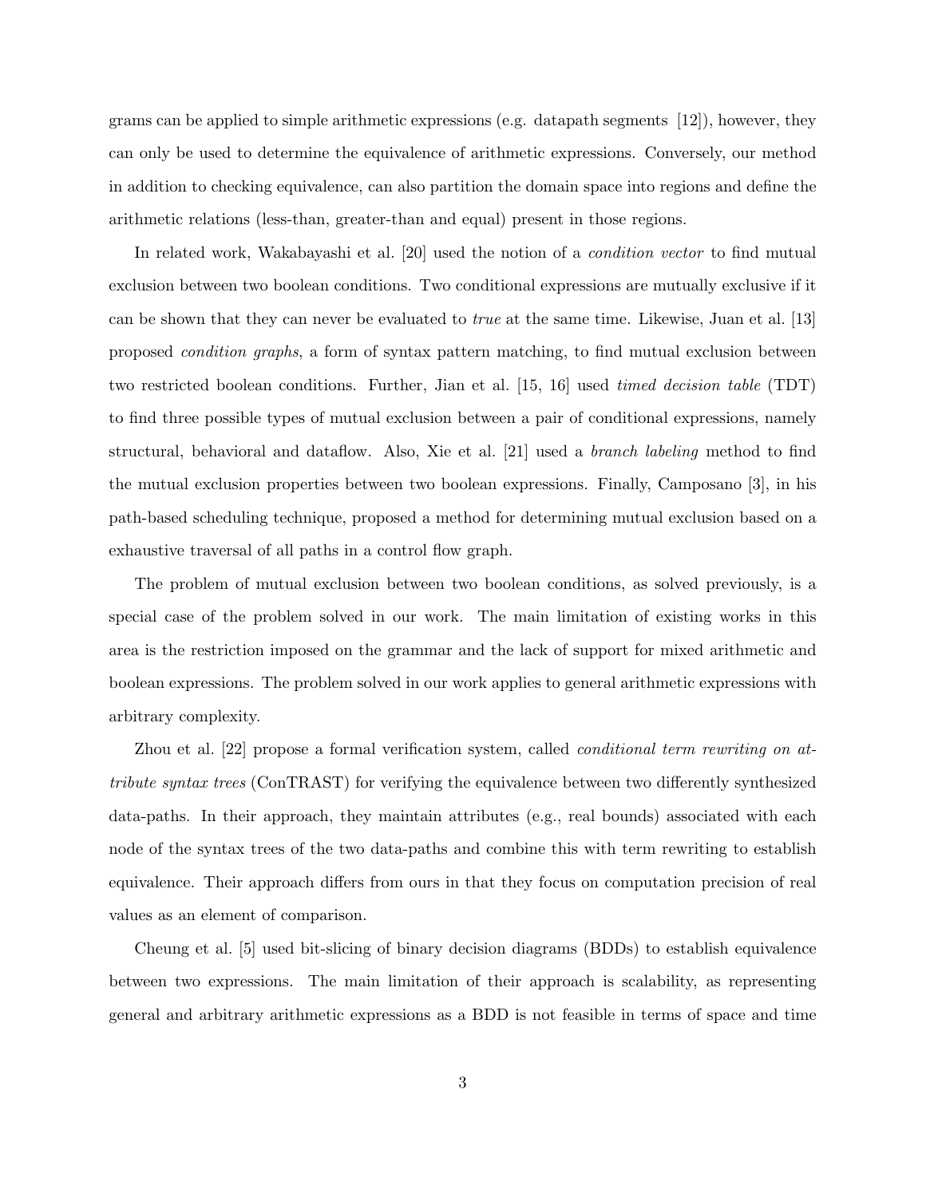grams can be applied to simple arithmetic expressions (e.g. datapath segments [12]), however, they can only be used to determine the equivalence of arithmetic expressions. Conversely, our method in addition to checking equivalence, can also partition the domain space into regions and define the arithmetic relations (less-than, greater-than and equal) present in those regions.

In related work, Wakabayashi et al. [20] used the notion of a *condition vector* to find mutual exclusion between two boolean conditions. Two conditional expressions are mutually exclusive if it can be shown that they can never be evaluated to *true* at the same time. Likewise, Juan et al. [13] proposed *condition graphs*, a form of syntax pattern matching, to find mutual exclusion between two restricted boolean conditions. Further, Jian et al. [15, 16] used *timed decision table* (TDT) to find three possible types of mutual exclusion between a pair of conditional expressions, namely structural, behavioral and dataflow. Also, Xie et al. [21] used a *branch labeling* method to find the mutual exclusion properties between two boolean expressions. Finally, Camposano [3], in his path-based scheduling technique, proposed a method for determining mutual exclusion based on a exhaustive traversal of all paths in a control flow graph.

The problem of mutual exclusion between two boolean conditions, as solved previously, is a special case of the problem solved in our work. The main limitation of existing works in this area is the restriction imposed on the grammar and the lack of support for mixed arithmetic and boolean expressions. The problem solved in our work applies to general arithmetic expressions with arbitrary complexity.

Zhou et al. [22] propose a formal verification system, called *conditional term rewriting on attribute syntax trees* (ConTRAST) for verifying the equivalence between two differently synthesized data-paths. In their approach, they maintain attributes (e.g., real bounds) associated with each node of the syntax trees of the two data-paths and combine this with term rewriting to establish equivalence. Their approach differs from ours in that they focus on computation precision of real values as an element of comparison.

Cheung et al. [5] used bit-slicing of binary decision diagrams (BDDs) to establish equivalence between two expressions. The main limitation of their approach is scalability, as representing general and arbitrary arithmetic expressions as a BDD is not feasible in terms of space and time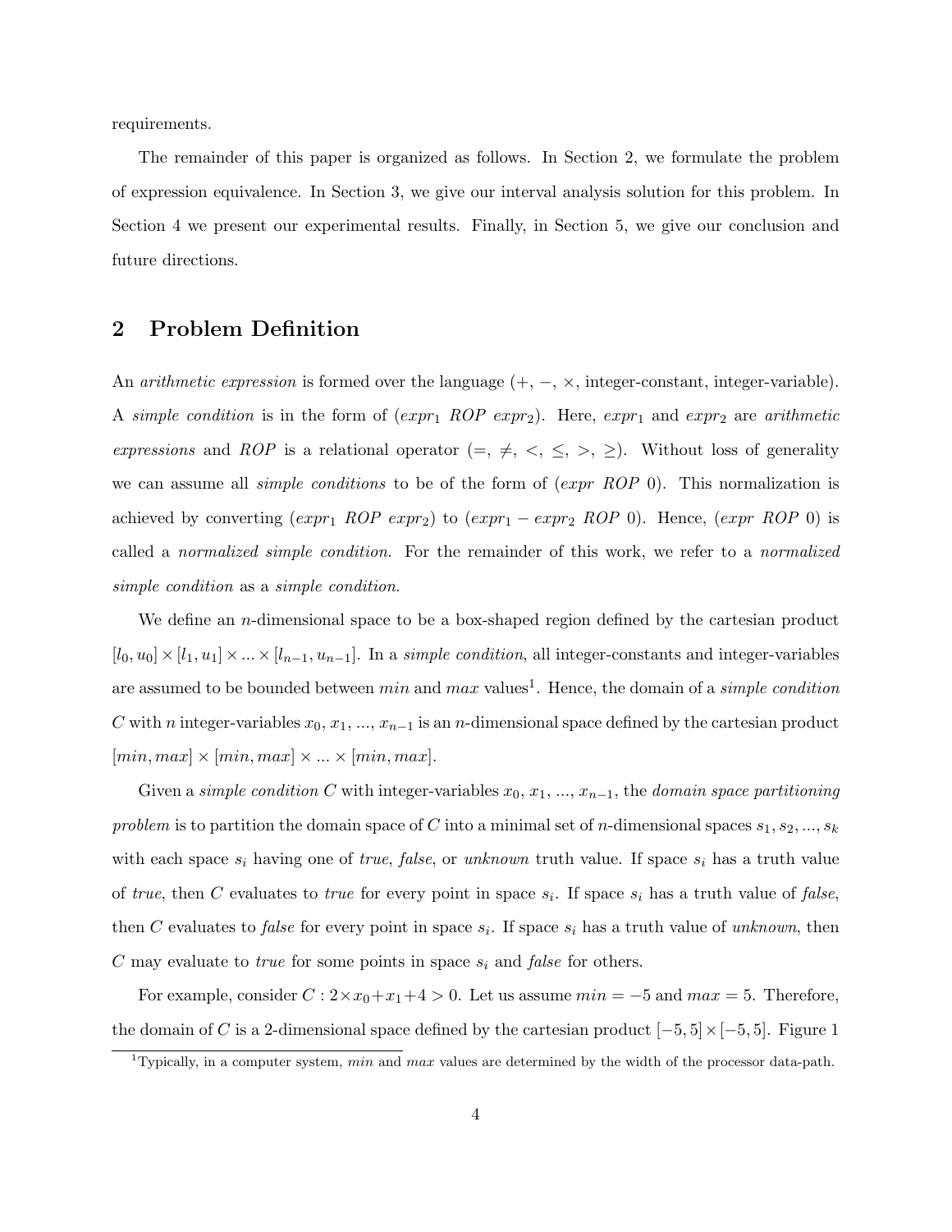requirements.

The remainder of this paper is organized as follows. In Section 2, we formulate the problem of expression equivalence. In Section 3, we give our interval analysis solution for this problem. In Section 4 we present our experimental results. Finally, in Section 5, we give our conclusion and future directions.

## 2 Problem Definition

An *arithmetic expression* is formed over the language (+, −, ×, integer-constant, integer-variable). A *simple condition* is in the form of ($expr_1$ *ROP* $expr_2$). Here, $expr_1$ and $expr_2$ are *arithmetic expressions* and *ROP* is a relational operator (=, ≠, <, ≤, >, ≥). Without loss of generality we can assume all *simple conditions* to be of the form of (*expr ROP* 0). This normalization is achieved by converting ($expr_1$ *ROP* $expr_2$) to ($expr_1 - expr_2$ *ROP* 0). Hence, (*expr ROP* 0) is called a *normalized simple condition*. For the remainder of this work, we refer to a *normalized simple condition* as a *simple condition*.

We define an $n$-dimensional space to be a box-shaped region defined by the cartesian product $[l_0, u_0] \times [l_1, u_1] \times ... \times [l_{n-1}, u_{n-1}]$. In a *simple condition*, all integer-constants and integer-variables are assumed to be bounded between *min* and *max* values[1]. Hence, the domain of a *simple condition* $C$ with $n$ integer-variables $x_0, x_1, ..., x_{n-1}$ is an $n$-dimensional space defined by the cartesian product $[min, max] \times [min, max] \times ... \times [min, max]$.

Given a *simple condition* $C$ with integer-variables $x_0, x_1, ..., x_{n-1}$, the *domain space partitioning problem* is to partition the domain space of $C$ into a minimal set of $n$-dimensional spaces $s_1, s_2, ..., s_k$ with each space $s_i$ having one of *true*, *false*, or *unknown* truth value. If space $s_i$ has a truth value of *true*, then $C$ evaluates to *true* for every point in space $s_i$. If space $s_i$ has a truth value of *false*, then $C$ evaluates to *false* for every point in space $s_i$. If space $s_i$ has a truth value of *unknown*, then $C$ may evaluate to *true* for some points in space $s_i$ and *false* for others.

For example, consider $C : 2 \times x_0 + x_1 + 4 > 0$. Let us assume $min = -5$ and $max = 5$. Therefore, the domain of $C$ is a 2-dimensional space defined by the cartesian product $[-5, 5] \times [-5, 5]$. Figure 1

[1] Typically, in a computer system, *min* and *max* values are determined by the width of the processor data-path.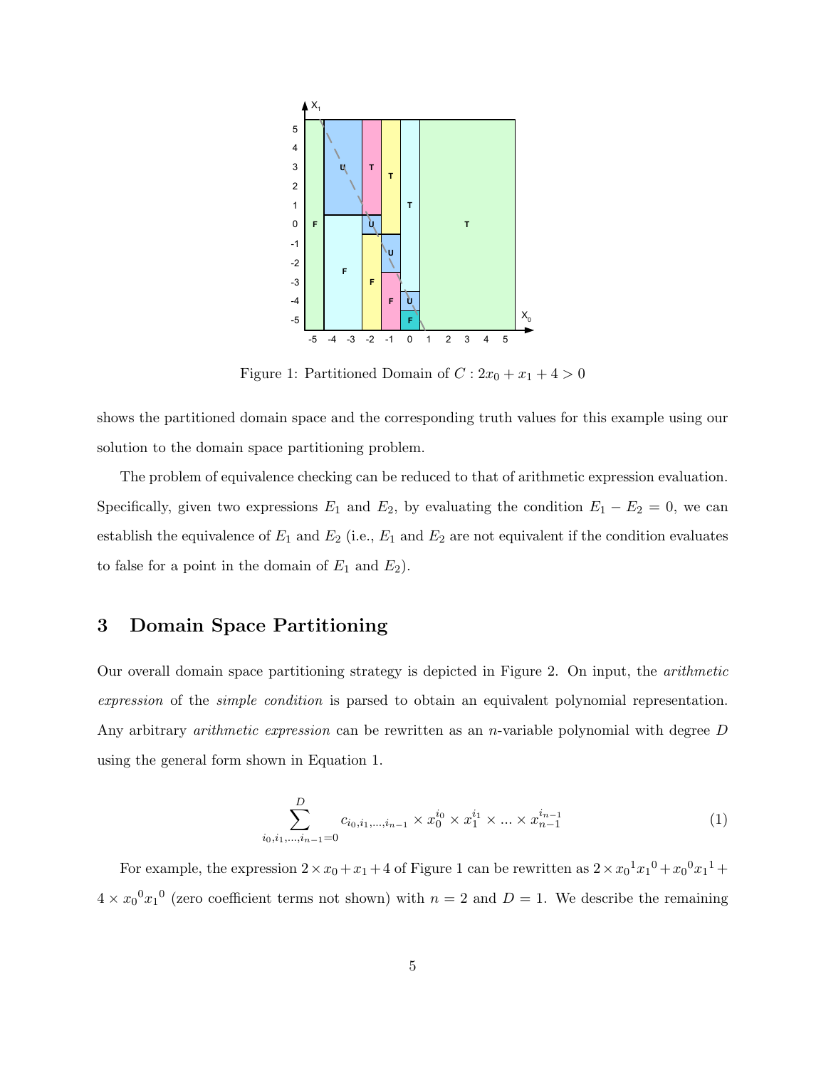Figure 1: Partitioned Domain of $C : 2x_0 + x_1 + 4 > 0$

shows the partitioned domain space and the corresponding truth values for this example using our solution to the domain space partitioning problem.

The problem of equivalence checking can be reduced to that of arithmetic expression evaluation. Specifically, given two expressions $E_1$ and $E_2$, by evaluating the condition $E_1 - E_2 = 0$, we can establish the equivalence of $E_1$ and $E_2$ (i.e., $E_1$ and $E_2$ are not equivalent if the condition evaluates to false for a point in the domain of $E_1$ and $E_2$).

## 3 Domain Space Partitioning

Our overall domain space partitioning strategy is depicted in Figure 2. On input, the *arithmetic expression* of the *simple condition* is parsed to obtain an equivalent polynomial representation. Any arbitrary *arithmetic expression* can be rewritten as an $n$-variable polynomial with degree $D$ using the general form shown in Equation 1.

$$\sum_{i_0, i_1, \ldots, i_{n-1}=0}^{D} c_{i_0, i_1, \ldots, i_{n-1}} \times x_0^{i_0} \times x_1^{i_1} \times \ldots \times x_{n-1}^{i_{n-1}} \tag{1}$$

For example, the expression $2 \times x_0 + x_1 + 4$ of Figure 1 can be rewritten as $2 \times {x_0}^1 {x_1}^0 + {x_0}^0 {x_1}^1 + 4 \times {x_0}^0 {x_1}^0$ (zero coefficient terms not shown) with $n = 2$ and $D = 1$. We describe the remaining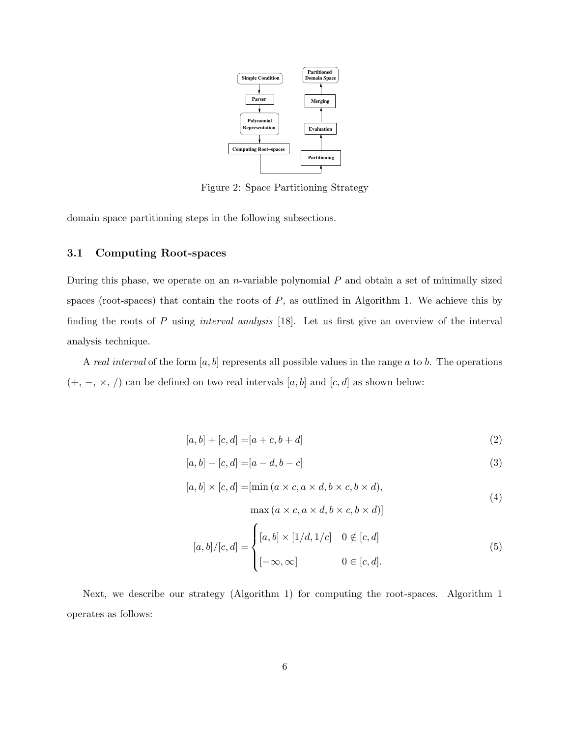Figure 2: Space Partitioning Strategy

domain space partitioning steps in the following subsections.

### 3.1 Computing Root-spaces

During this phase, we operate on an $n$-variable polynomial $P$ and obtain a set of minimally sized spaces (root-spaces) that contain the roots of $P$, as outlined in Algorithm 1. We achieve this by finding the roots of $P$ using *interval analysis* [18]. Let us first give an overview of the interval analysis technique.

A *real interval* of the form $[a, b]$ represents all possible values in the range $a$ to $b$. The operations $(+, -, \times, /)$ can be defined on two real intervals $[a, b]$ and $[c, d]$ as shown below:

$$[a, b] + [c, d] = [a + c, b + d] \tag{2}$$

$$[a, b] - [c, d] = [a - d, b - c] \tag{3}$$

$$[a, b] \times [c, d] = [\min(a \times c, a \times d, b \times c, b \times d), \max(a \times c, a \times d, b \times c, b \times d)] \tag{4}$$

$$[a, b]/[c, d] = \begin{cases} [a, b] \times [1/d, 1/c] & 0 \notin [c, d] \\ [-\infty, \infty] & 0 \in [c, d]. \end{cases} \tag{5}$$

Next, we describe our strategy (Algorithm 1) for computing the root-spaces. Algorithm 1 operates as follows: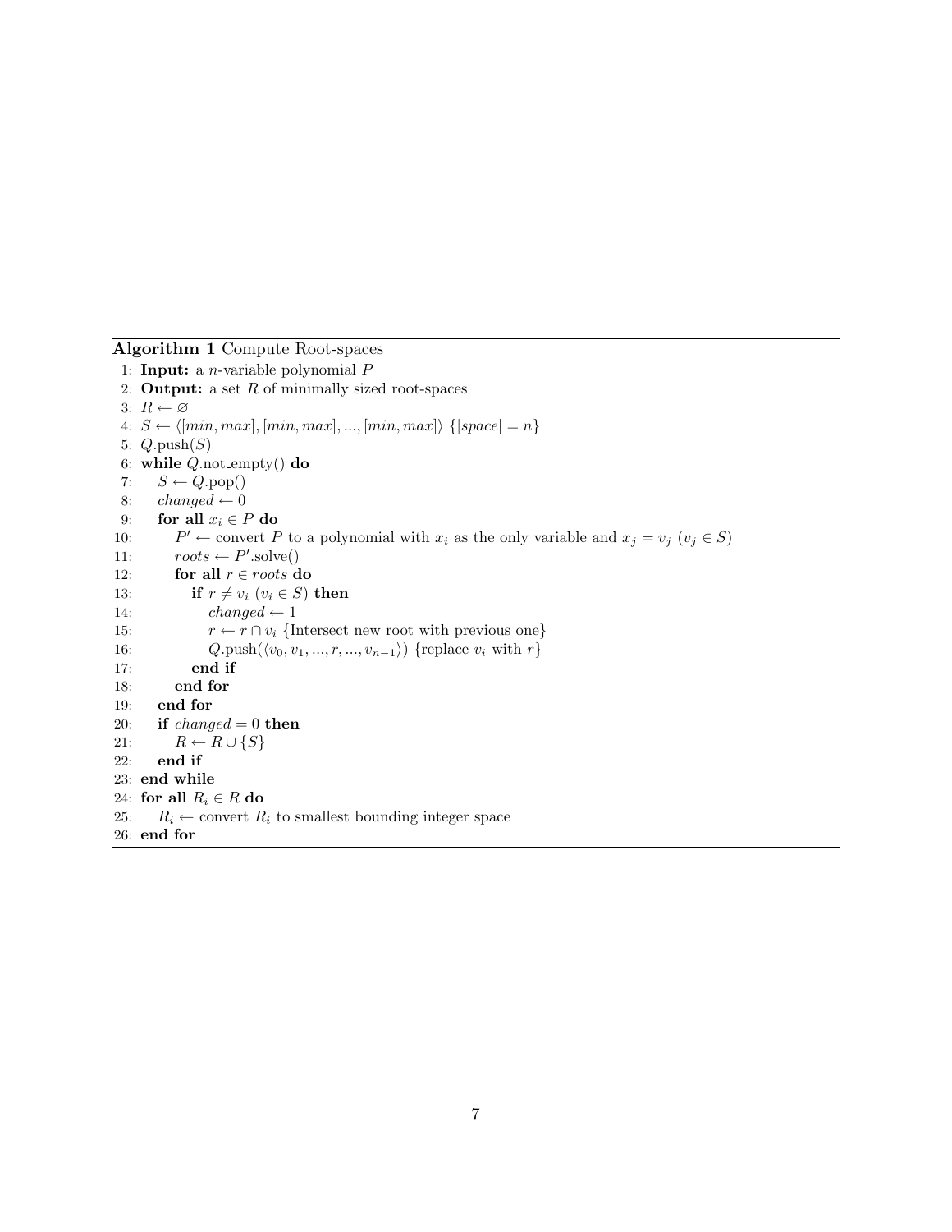**Algorithm 1** Compute Root-spaces

```
1:  Input: a n-variable polynomial P
2:  Output: a set R of minimally sized root-spaces
3:  R ← ∅
4:  S ← ⟨[min, max], [min, max], ..., [min, max]⟩ {|space| = n}
5:  Q.push(S)
6:  while Q.not_empty() do
7:      S ← Q.pop()
8:      changed ← 0
9:      for all x_i ∈ P do
10:         P′ ← convert P to a polynomial with x_i as the only variable and x_j = v_j (v_j ∈ S)
11:         roots ← P′.solve()
12:         for all r ∈ roots do
13:             if r ≠ v_i (v_i ∈ S) then
14:                 changed ← 1
15:                 r ← r ∩ v_i {Intersect new root with previous one}
16:                 Q.push(⟨v_0, v_1, ..., r, ..., v_{n−1}⟩) {replace v_i with r}
17:             end if
18:         end for
19:     end for
20:     if changed = 0 then
21:         R ← R ∪ {S}
22:     end if
23: end while
24: for all R_i ∈ R do
25:     R_i ← convert R_i to smallest bounding integer space
26: end for
```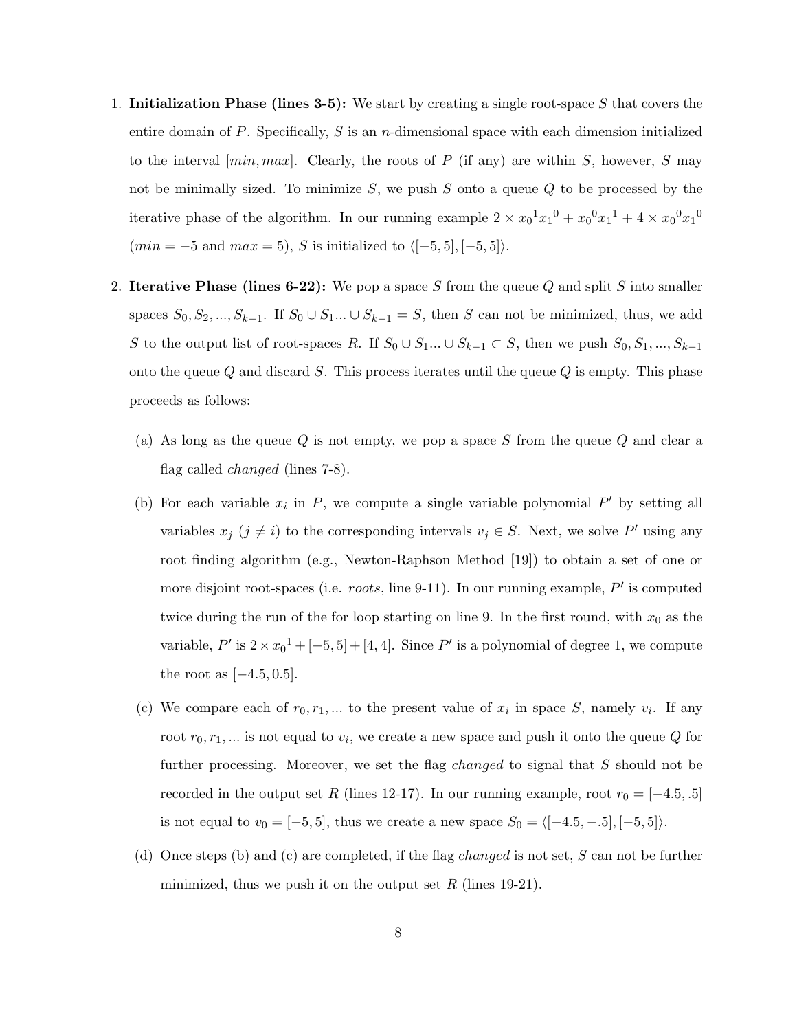1. **Initialization Phase (lines 3-5):** We start by creating a single root-space $S$ that covers the entire domain of $P$. Specifically, $S$ is an $n$-dimensional space with each dimension initialized to the interval $[min, max]$. Clearly, the roots of $P$ (if any) are within $S$, however, $S$ may not be minimally sized. To minimize $S$, we push $S$ onto a queue $Q$ to be processed by the iterative phase of the algorithm. In our running example $2 \times {x_0}^1{x_1}^0 + {x_0}^0{x_1}^1 + 4 \times {x_0}^0{x_1}^0$ ($min = -5$ and $max = 5$), $S$ is initialized to $\langle[-5, 5], [-5, 5]\rangle$.

2. **Iterative Phase (lines 6-22):** We pop a space $S$ from the queue $Q$ and split $S$ into smaller spaces $S_0, S_2, ..., S_{k-1}$. If $S_0 \cup S_1 ... \cup S_{k-1} = S$, then $S$ can not be minimized, thus, we add $S$ to the output list of root-spaces $R$. If $S_0 \cup S_1 ... \cup S_{k-1} \subset S$, then we push $S_0, S_1, ..., S_{k-1}$ onto the queue $Q$ and discard $S$. This process iterates until the queue $Q$ is empty. This phase proceeds as follows:

   (a) As long as the queue $Q$ is not empty, we pop a space $S$ from the queue $Q$ and clear a flag called *changed* (lines 7-8).

   (b) For each variable $x_i$ in $P$, we compute a single variable polynomial $P'$ by setting all variables $x_j$ ($j \neq i$) to the corresponding intervals $v_j \in S$. Next, we solve $P'$ using any root finding algorithm (e.g., Newton-Raphson Method [19]) to obtain a set of one or more disjoint root-spaces (i.e. *roots*, line 9-11). In our running example, $P'$ is computed twice during the run of the for loop starting on line 9. In the first round, with $x_0$ as the variable, $P'$ is $2 \times {x_0}^1 + [-5, 5] + [4, 4]$. Since $P'$ is a polynomial of degree 1, we compute the root as $[-4.5, 0.5]$.

   (c) We compare each of $r_0, r_1, ...$ to the present value of $x_i$ in space $S$, namely $v_i$. If any root $r_0, r_1, ...$ is not equal to $v_i$, we create a new space and push it onto the queue $Q$ for further processing. Moreover, we set the flag *changed* to signal that $S$ should not be recorded in the output set $R$ (lines 12-17). In our running example, root $r_0 = [-4.5, .5]$ is not equal to $v_0 = [-5, 5]$, thus we create a new space $S_0 = \langle[-4.5, -.5], [-5, 5]\rangle$.

   (d) Once steps (b) and (c) are completed, if the flag *changed* is not set, $S$ can not be further minimized, thus we push it on the output set $R$ (lines 19-21).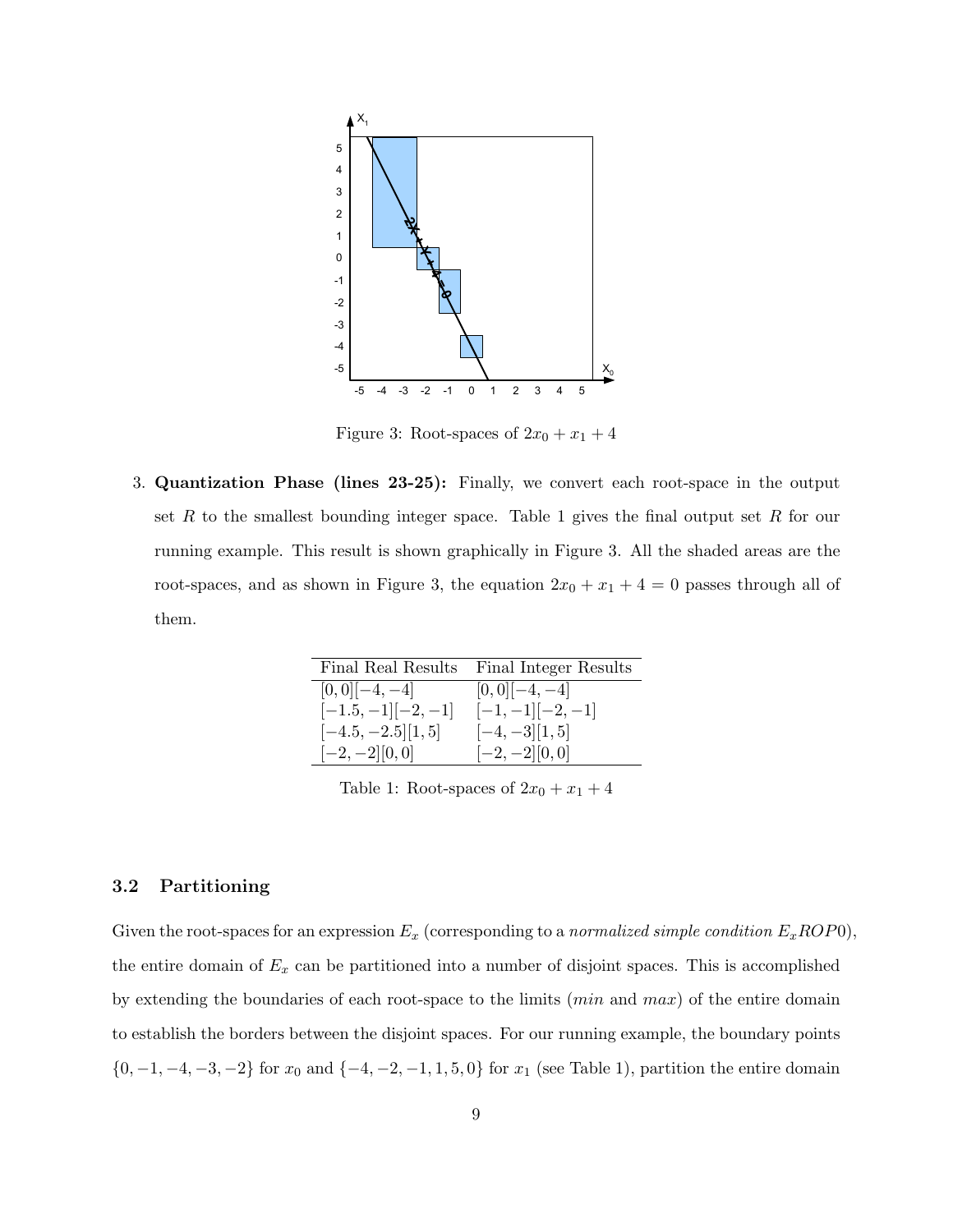Figure 3: Root-spaces of $2x_0 + x_1 + 4$

3. **Quantization Phase (lines 23-25):** Finally, we convert each root-space in the output set $R$ to the smallest bounding integer space. Table 1 gives the final output set $R$ for our running example. This result is shown graphically in Figure 3. All the shaded areas are the root-spaces, and as shown in Figure 3, the equation $2x_0 + x_1 + 4 = 0$ passes through all of them.

| Final Real Results | Final Integer Results |
|---|---|
| $[0, 0][-4, -4]$ | $[0, 0][-4, -4]$ |
| $[-1.5, -1][-2, -1]$ | $[-1, -1][-2, -1]$ |
| $[-4.5, -2.5][1, 5]$ | $[-4, -3][1, 5]$ |
| $[-2, -2][0, 0]$ | $[-2, -2][0, 0]$ |

Table 1: Root-spaces of $2x_0 + x_1 + 4$

### 3.2 Partitioning

Given the root-spaces for an expression $E_x$ (corresponding to a *normalized simple condition* $E_x ROP 0$), the entire domain of $E_x$ can be partitioned into a number of disjoint spaces. This is accomplished by extending the boundaries of each root-space to the limits (*min* and *max*) of the entire domain to establish the borders between the disjoint spaces. For our running example, the boundary points $\{0, -1, -4, -3, -2\}$ for $x_0$ and $\{-4, -2, -1, 1, 5, 0\}$ for $x_1$ (see Table 1), partition the entire domain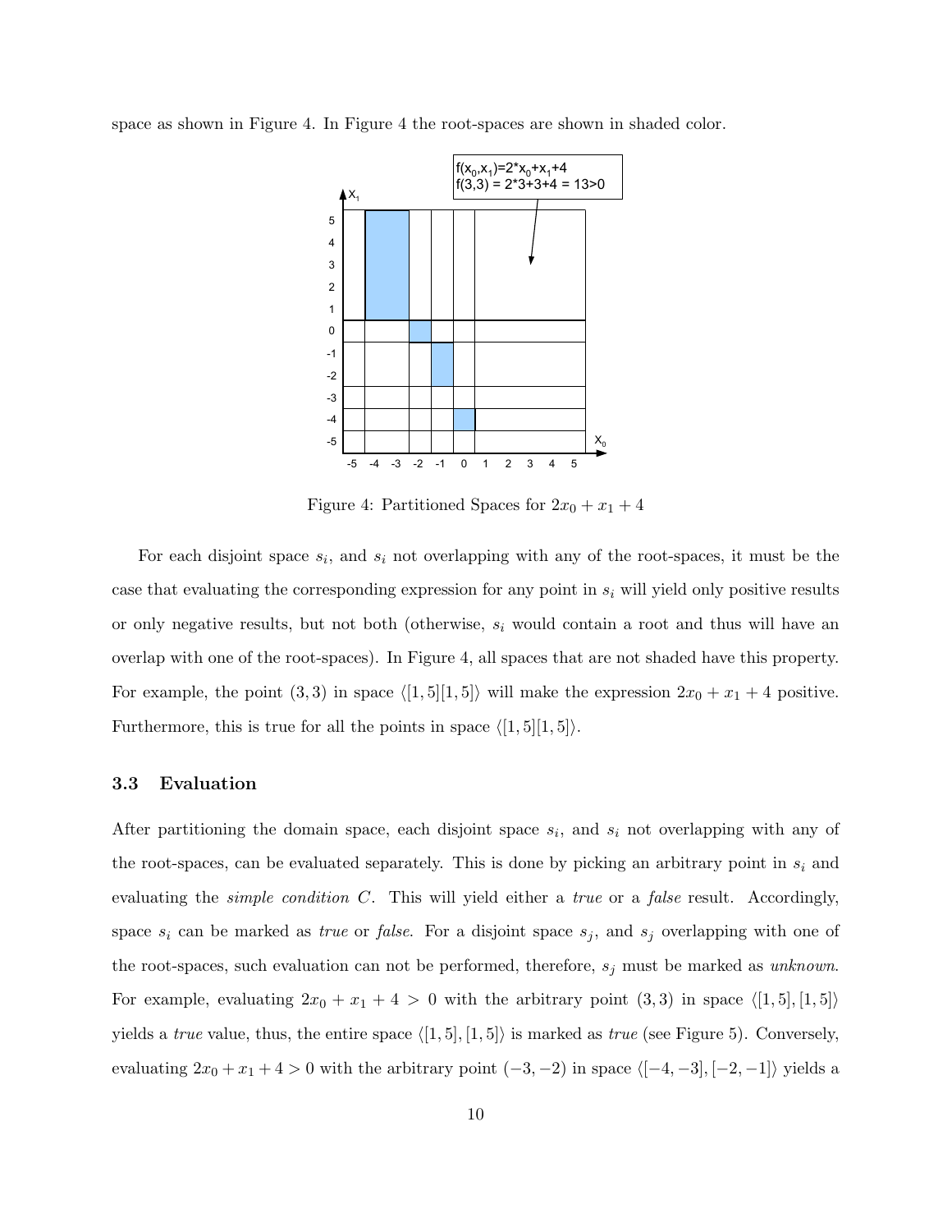space as shown in Figure 4. In Figure 4 the root-spaces are shown in shaded color.

Figure 4: Partitioned Spaces for $2x_0 + x_1 + 4$

For each disjoint space $s_i$, and $s_i$ not overlapping with any of the root-spaces, it must be the case that evaluating the corresponding expression for any point in $s_i$ will yield only positive results or only negative results, but not both (otherwise, $s_i$ would contain a root and thus will have an overlap with one of the root-spaces). In Figure 4, all spaces that are not shaded have this property. For example, the point $(3, 3)$ in space $\langle[1, 5][1, 5]\rangle$ will make the expression $2x_0 + x_1 + 4$ positive. Furthermore, this is true for all the points in space $\langle[1, 5][1, 5]\rangle$.

### 3.3 Evaluation

After partitioning the domain space, each disjoint space $s_i$, and $s_i$ not overlapping with any of the root-spaces, can be evaluated separately. This is done by picking an arbitrary point in $s_i$ and evaluating the *simple condition C*. This will yield either a *true* or a *false* result. Accordingly, space $s_i$ can be marked as *true* or *false*. For a disjoint space $s_j$, and $s_j$ overlapping with one of the root-spaces, such evaluation can not be performed, therefore, $s_j$ must be marked as *unknown*. For example, evaluating $2x_0 + x_1 + 4 > 0$ with the arbitrary point $(3, 3)$ in space $\langle[1, 5], [1, 5]\rangle$ yields a *true* value, thus, the entire space $\langle[1, 5], [1, 5]\rangle$ is marked as *true* (see Figure 5). Conversely, evaluating $2x_0 + x_1 + 4 > 0$ with the arbitrary point $(-3, -2)$ in space $\langle[-4, -3], [-2, -1]\rangle$ yields a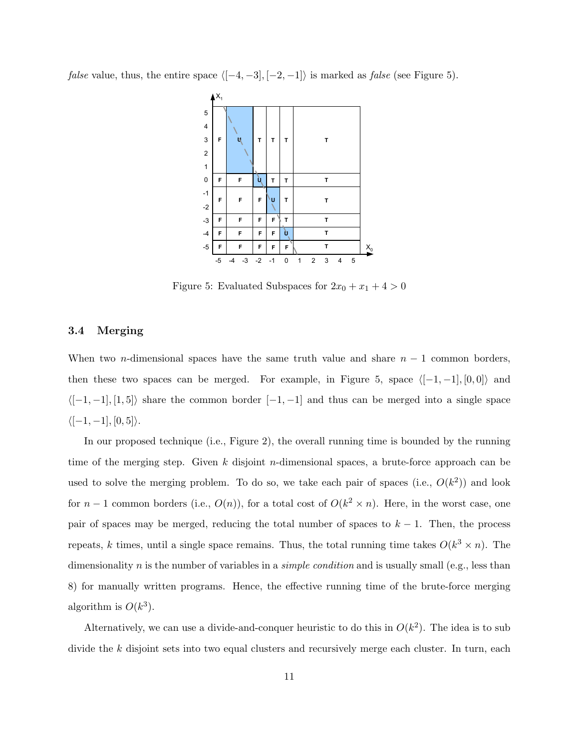*false* value, thus, the entire space $\langle[-4,-3],[-2,-1]\rangle$ is marked as *false* (see Figure 5).

Figure 5: Evaluated Subspaces for $2x_0 + x_1 + 4 > 0$

### 3.4 Merging

When two $n$-dimensional spaces have the same truth value and share $n-1$ common borders, then these two spaces can be merged. For example, in Figure 5, space $\langle[-1,-1],[0,0]\rangle$ and $\langle[-1,-1],[1,5]\rangle$ share the common border $[-1,-1]$ and thus can be merged into a single space $\langle[-1,-1],[0,5]\rangle$.

In our proposed technique (i.e., Figure 2), the overall running time is bounded by the running time of the merging step. Given $k$ disjoint $n$-dimensional spaces, a brute-force approach can be used to solve the merging problem. To do so, we take each pair of spaces (i.e., $O(k^2)$) and look for $n-1$ common borders (i.e., $O(n)$), for a total cost of $O(k^2 \times n)$. Here, in the worst case, one pair of spaces may be merged, reducing the total number of spaces to $k-1$. Then, the process repeats, $k$ times, until a single space remains. Thus, the total running time takes $O(k^3 \times n)$. The dimensionality $n$ is the number of variables in a *simple condition* and is usually small (e.g., less than 8) for manually written programs. Hence, the effective running time of the brute-force merging algorithm is $O(k^3)$.

Alternatively, we can use a divide-and-conquer heuristic to do this in $O(k^2)$. The idea is to sub divide the $k$ disjoint sets into two equal clusters and recursively merge each cluster. In turn, each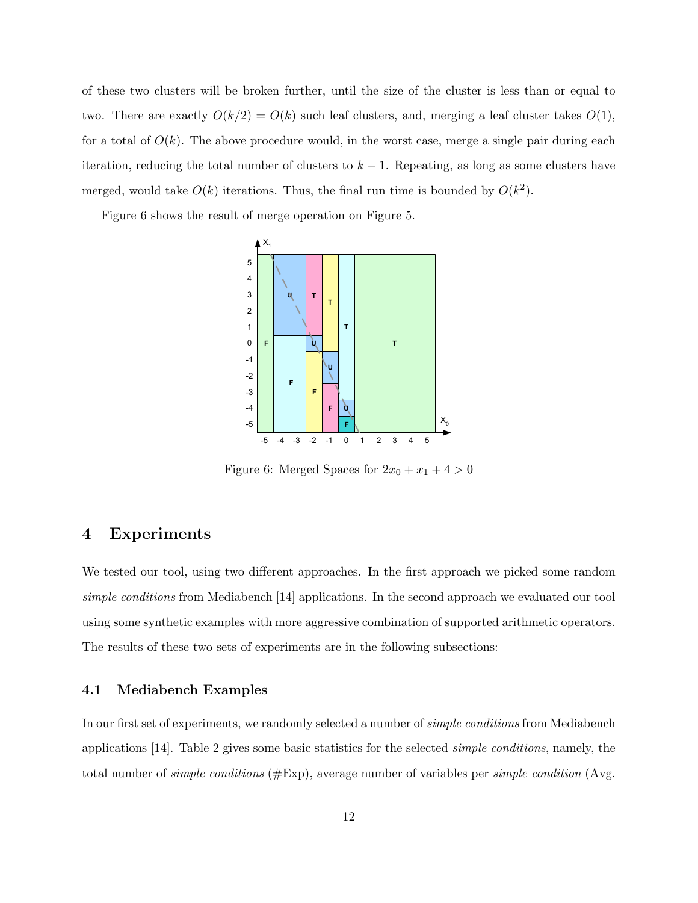of these two clusters will be broken further, until the size of the cluster is less than or equal to two. There are exactly $O(k/2) = O(k)$ such leaf clusters, and, merging a leaf cluster takes $O(1)$, for a total of $O(k)$. The above procedure would, in the worst case, merge a single pair during each iteration, reducing the total number of clusters to $k-1$. Repeating, as long as some clusters have merged, would take $O(k)$ iterations. Thus, the final run time is bounded by $O(k^2)$.

Figure 6 shows the result of merge operation on Figure 5.

Figure 6: Merged Spaces for $2x_0 + x_1 + 4 > 0$

## 4 Experiments

We tested our tool, using two different approaches. In the first approach we picked some random *simple conditions* from Mediabench [14] applications. In the second approach we evaluated our tool using some synthetic examples with more aggressive combination of supported arithmetic operators. The results of these two sets of experiments are in the following subsections:

### 4.1 Mediabench Examples

In our first set of experiments, we randomly selected a number of *simple conditions* from Mediabench applications [14]. Table 2 gives some basic statistics for the selected *simple conditions*, namely, the total number of *simple conditions* (#Exp), average number of variables per *simple condition* (Avg.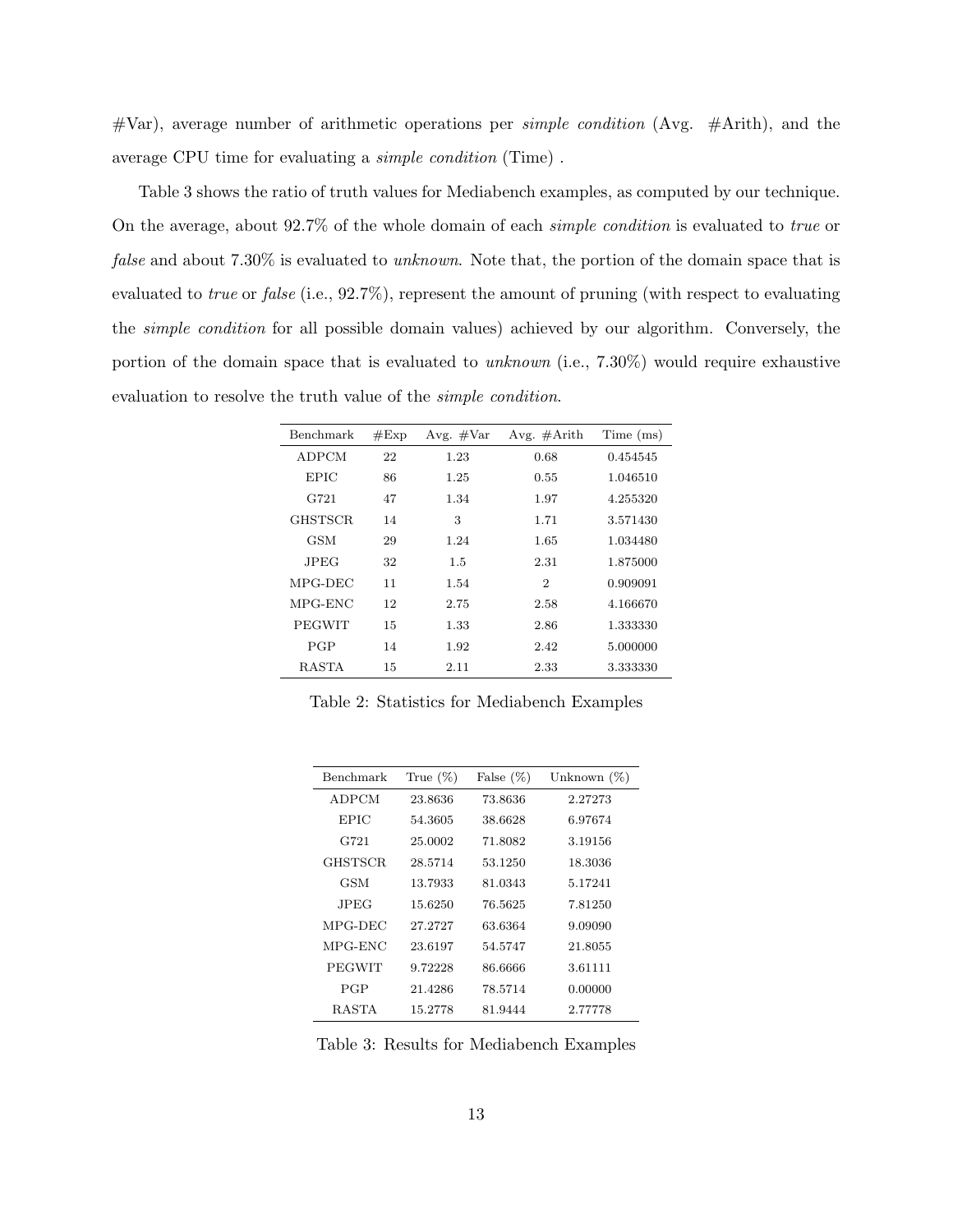#Var), average number of arithmetic operations per *simple condition* (Avg. #Arith), and the average CPU time for evaluating a *simple condition* (Time) .

Table 3 shows the ratio of truth values for Mediabench examples, as computed by our technique. On the average, about 92.7% of the whole domain of each *simple condition* is evaluated to *true* or *false* and about 7.30% is evaluated to *unknown*. Note that, the portion of the domain space that is evaluated to *true* or *false* (i.e., 92.7%), represent the amount of pruning (with respect to evaluating the *simple condition* for all possible domain values) achieved by our algorithm. Conversely, the portion of the domain space that is evaluated to *unknown* (i.e., 7.30%) would require exhaustive evaluation to resolve the truth value of the *simple condition*.

| Benchmark | #Exp | Avg. #Var | Avg. #Arith | Time (ms) |
|---|---|---|---|---|
| ADPCM | 22 | 1.23 | 0.68 | 0.454545 |
| EPIC | 86 | 1.25 | 0.55 | 1.046510 |
| G721 | 47 | 1.34 | 1.97 | 4.255320 |
| GHSTSCR | 14 | 3 | 1.71 | 3.571430 |
| GSM | 29 | 1.24 | 1.65 | 1.034480 |
| JPEG | 32 | 1.5 | 2.31 | 1.875000 |
| MPG-DEC | 11 | 1.54 | 2 | 0.909091 |
| MPG-ENC | 12 | 2.75 | 2.58 | 4.166670 |
| PEGWIT | 15 | 1.33 | 2.86 | 1.333330 |
| PGP | 14 | 1.92 | 2.42 | 5.000000 |
| RASTA | 15 | 2.11 | 2.33 | 3.333330 |

Table 2: Statistics for Mediabench Examples

| Benchmark | True (%) | False (%) | Unknown (%) |
|---|---|---|---|
| ADPCM | 23.8636 | 73.8636 | 2.27273 |
| EPIC | 54.3605 | 38.6628 | 6.97674 |
| G721 | 25.0002 | 71.8082 | 3.19156 |
| GHSTSCR | 28.5714 | 53.1250 | 18.3036 |
| GSM | 13.7933 | 81.0343 | 5.17241 |
| JPEG | 15.6250 | 76.5625 | 7.81250 |
| MPG-DEC | 27.2727 | 63.6364 | 9.09090 |
| MPG-ENC | 23.6197 | 54.5747 | 21.8055 |
| PEGWIT | 9.72228 | 86.6666 | 3.61111 |
| PGP | 21.4286 | 78.5714 | 0.00000 |
| RASTA | 15.2778 | 81.9444 | 2.77778 |

Table 3: Results for Mediabench Examples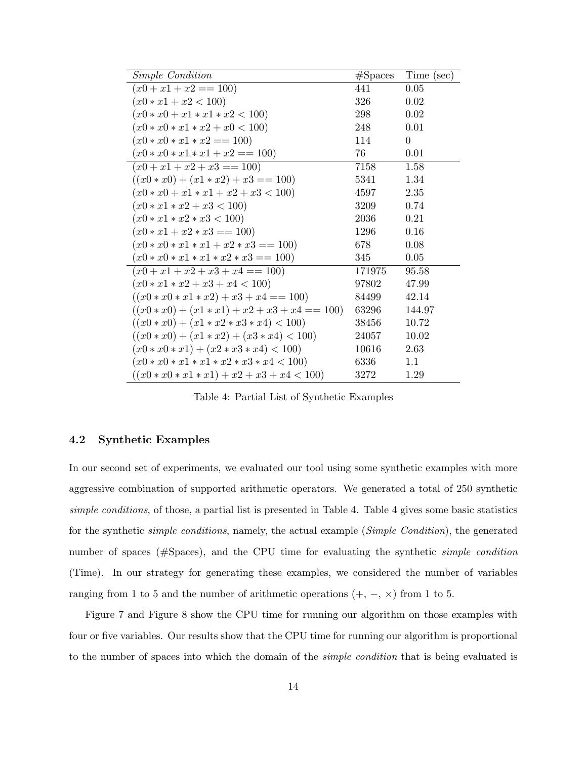| *Simple Condition* | #Spaces | Time (sec) |
|---|---|---|
| $(x0 + x1 + x2 == 100)$ | 441 | 0.05 |
| $(x0 * x1 + x2 < 100)$ | 326 | 0.02 |
| $(x0 * x0 + x1 * x1 * x2 < 100)$ | 298 | 0.02 |
| $(x0 * x0 * x1 * x2 + x0 < 100)$ | 248 | 0.01 |
| $(x0 * x0 * x1 * x2 == 100)$ | 114 | 0 |
| $(x0 * x0 * x1 * x1 + x2 == 100)$ | 76 | 0.01 |
| $(x0 + x1 + x2 + x3 == 100)$ | 7158 | 1.58 |
| $((x0 * x0) + (x1 * x2) + x3 == 100)$ | 5341 | 1.34 |
| $(x0 * x0 + x1 * x1 + x2 + x3 < 100)$ | 4597 | 2.35 |
| $(x0 * x1 * x2 + x3 < 100)$ | 3209 | 0.74 |
| $(x0 * x1 * x2 * x3 < 100)$ | 2036 | 0.21 |
| $(x0 * x1 + x2 * x3 == 100)$ | 1296 | 0.16 |
| $(x0 * x0 * x1 * x1 + x2 * x3 == 100)$ | 678 | 0.08 |
| $(x0 * x0 * x1 * x1 * x2 * x3 == 100)$ | 345 | 0.05 |
| $(x0 + x1 + x2 + x3 + x4 == 100)$ | 171975 | 95.58 |
| $(x0 * x1 * x2 + x3 + x4 < 100)$ | 97802 | 47.99 |
| $((x0 * x0 * x1 * x2) + x3 + x4 == 100)$ | 84499 | 42.14 |
| $((x0 * x0) + (x1 * x1) + x2 + x3 + x4 == 100)$ | 63296 | 144.97 |
| $((x0 * x0) + (x1 * x2 * x3 * x4) < 100)$ | 38456 | 10.72 |
| $((x0 * x0) + (x1 * x2) + (x3 * x4) < 100)$ | 24057 | 10.02 |
| $(x0 * x0 * x1) + (x2 * x3 * x4) < 100)$ | 10616 | 2.63 |
| $(x0 * x0 * x1 * x1 * x2 * x3 * x4 < 100)$ | 6336 | 1.1 |
| $((x0 * x0 * x1 * x1) + x2 + x3 + x4 < 100)$ | 3272 | 1.29 |

Table 4: Partial List of Synthetic Examples

### 4.2 Synthetic Examples

In our second set of experiments, we evaluated our tool using some synthetic examples with more aggressive combination of supported arithmetic operators. We generated a total of 250 synthetic *simple conditions*, of those, a partial list is presented in Table 4. Table 4 gives some basic statistics for the synthetic *simple conditions*, namely, the actual example (*Simple Condition*), the generated number of spaces (#Spaces), and the CPU time for evaluating the synthetic *simple condition* (Time). In our strategy for generating these examples, we considered the number of variables ranging from 1 to 5 and the number of arithmetic operations ($+$, $-$, $\times$) from 1 to 5.

Figure 7 and Figure 8 show the CPU time for running our algorithm on those examples with four or five variables. Our results show that the CPU time for running our algorithm is proportional to the number of spaces into which the domain of the *simple condition* that is being evaluated is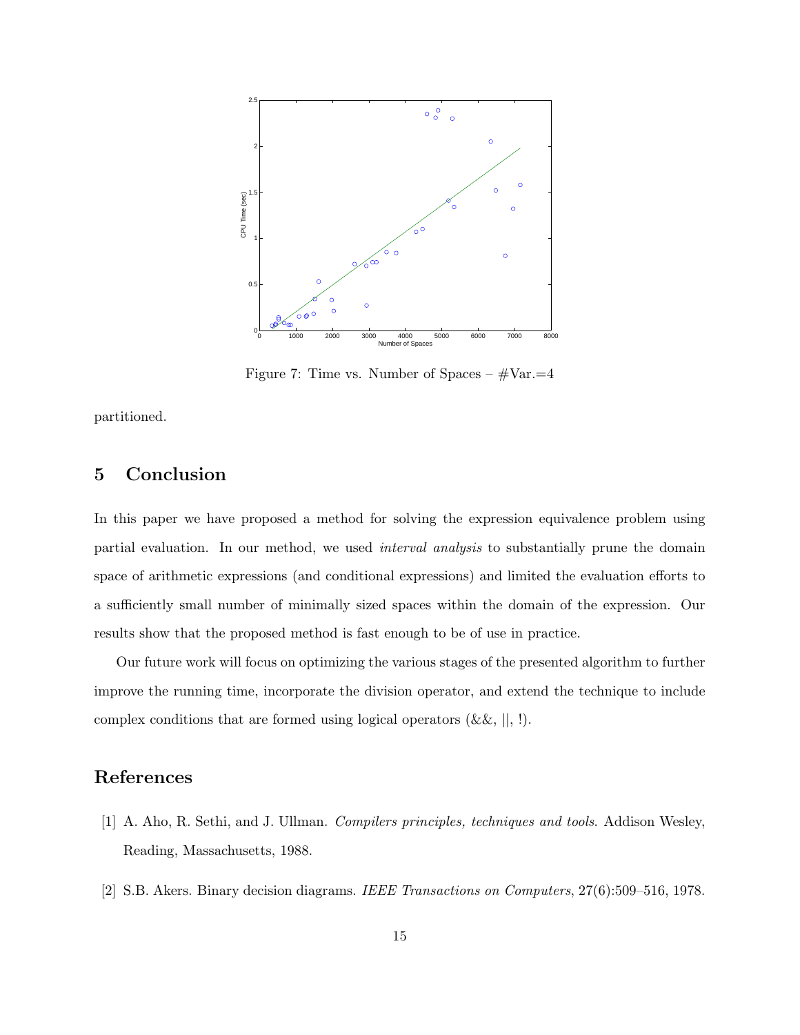Figure 7: Time vs. Number of Spaces – #Var.=4

partitioned.

## 5 Conclusion

In this paper we have proposed a method for solving the expression equivalence problem using partial evaluation. In our method, we used *interval analysis* to substantially prune the domain space of arithmetic expressions (and conditional expressions) and limited the evaluation efforts to a sufficiently small number of minimally sized spaces within the domain of the expression. Our results show that the proposed method is fast enough to be of use in practice.

Our future work will focus on optimizing the various stages of the presented algorithm to further improve the running time, incorporate the division operator, and extend the technique to include complex conditions that are formed using logical operators (&&, ||, !).

## References

[1] A. Aho, R. Sethi, and J. Ullman. *Compilers principles, techniques and tools*. Addison Wesley, Reading, Massachusetts, 1988.

[2] S.B. Akers. Binary decision diagrams. *IEEE Transactions on Computers*, 27(6):509–516, 1978.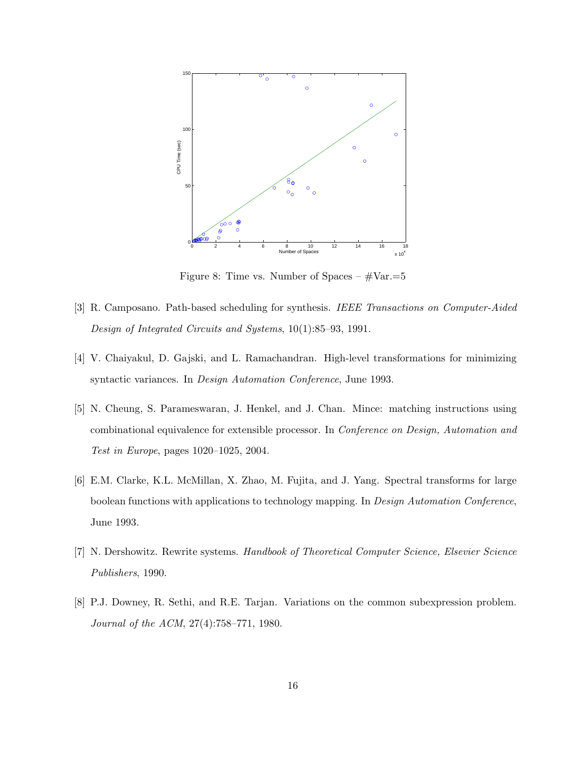Figure 8: Time vs. Number of Spaces – #Var.=5

[3] R. Camposano. Path-based scheduling for synthesis. *IEEE Transactions on Computer-Aided Design of Integrated Circuits and Systems*, 10(1):85–93, 1991.

[4] V. Chaiyakul, D. Gajski, and L. Ramachandran. High-level transformations for minimizing syntactic variances. In *Design Automation Conference*, June 1993.

[5] N. Cheung, S. Parameswaran, J. Henkel, and J. Chan. Mince: matching instructions using combinational equivalence for extensible processor. In *Conference on Design, Automation and Test in Europe*, pages 1020–1025, 2004.

[6] E.M. Clarke, K.L. McMillan, X. Zhao, M. Fujita, and J. Yang. Spectral transforms for large boolean functions with applications to technology mapping. In *Design Automation Conference*, June 1993.

[7] N. Dershowitz. Rewrite systems. *Handbook of Theoretical Computer Science, Elsevier Science Publishers*, 1990.

[8] P.J. Downey, R. Sethi, and R.E. Tarjan. Variations on the common subexpression problem. *Journal of the ACM*, 27(4):758–771, 1980.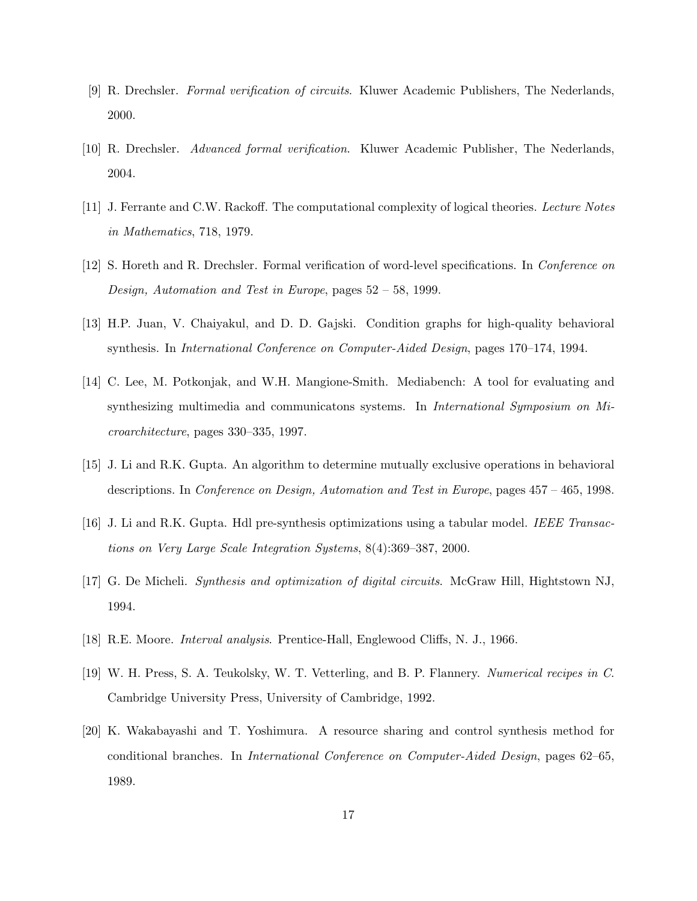[9] R. Drechsler. *Formal verification of circuits*. Kluwer Academic Publishers, The Nederlands, 2000.

[10] R. Drechsler. *Advanced formal verification*. Kluwer Academic Publisher, The Nederlands, 2004.

[11] J. Ferrante and C.W. Rackoff. The computational complexity of logical theories. *Lecture Notes in Mathematics*, 718, 1979.

[12] S. Horeth and R. Drechsler. Formal verification of word-level specifications. In *Conference on Design, Automation and Test in Europe*, pages 52 – 58, 1999.

[13] H.P. Juan, V. Chaiyakul, and D. D. Gajski. Condition graphs for high-quality behavioral synthesis. In *International Conference on Computer-Aided Design*, pages 170–174, 1994.

[14] C. Lee, M. Potkonjak, and W.H. Mangione-Smith. Mediabench: A tool for evaluating and synthesizing multimedia and communicatons systems. In *International Symposium on Microarchitecture*, pages 330–335, 1997.

[15] J. Li and R.K. Gupta. An algorithm to determine mutually exclusive operations in behavioral descriptions. In *Conference on Design, Automation and Test in Europe*, pages 457 – 465, 1998.

[16] J. Li and R.K. Gupta. Hdl pre-synthesis optimizations using a tabular model. *IEEE Transactions on Very Large Scale Integration Systems*, 8(4):369–387, 2000.

[17] G. De Micheli. *Synthesis and optimization of digital circuits*. McGraw Hill, Hightstown NJ, 1994.

[18] R.E. Moore. *Interval analysis*. Prentice-Hall, Englewood Cliffs, N. J., 1966.

[19] W. H. Press, S. A. Teukolsky, W. T. Vetterling, and B. P. Flannery. *Numerical recipes in C*. Cambridge University Press, University of Cambridge, 1992.

[20] K. Wakabayashi and T. Yoshimura. A resource sharing and control synthesis method for conditional branches. In *International Conference on Computer-Aided Design*, pages 62–65, 1989.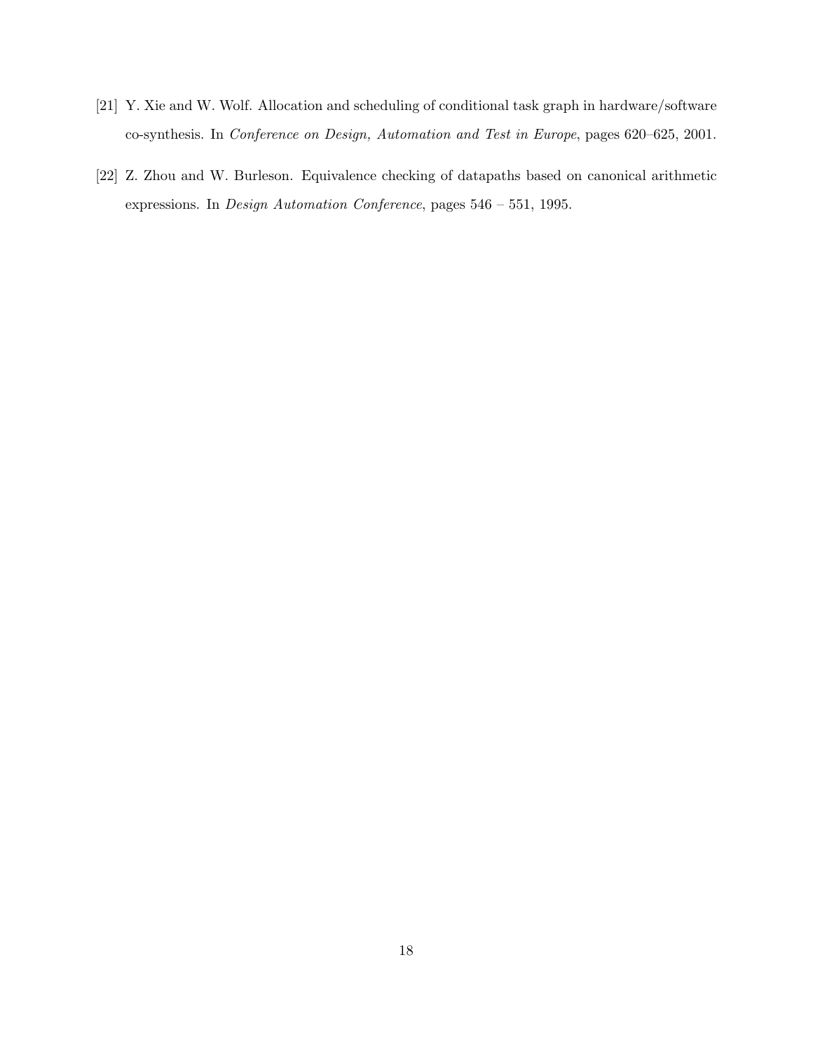[21] Y. Xie and W. Wolf. Allocation and scheduling of conditional task graph in hardware/software co-synthesis. In *Conference on Design, Automation and Test in Europe*, pages 620–625, 2001.

[22] Z. Zhou and W. Burleson. Equivalence checking of datapaths based on canonical arithmetic expressions. In *Design Automation Conference*, pages 546 – 551, 1995.